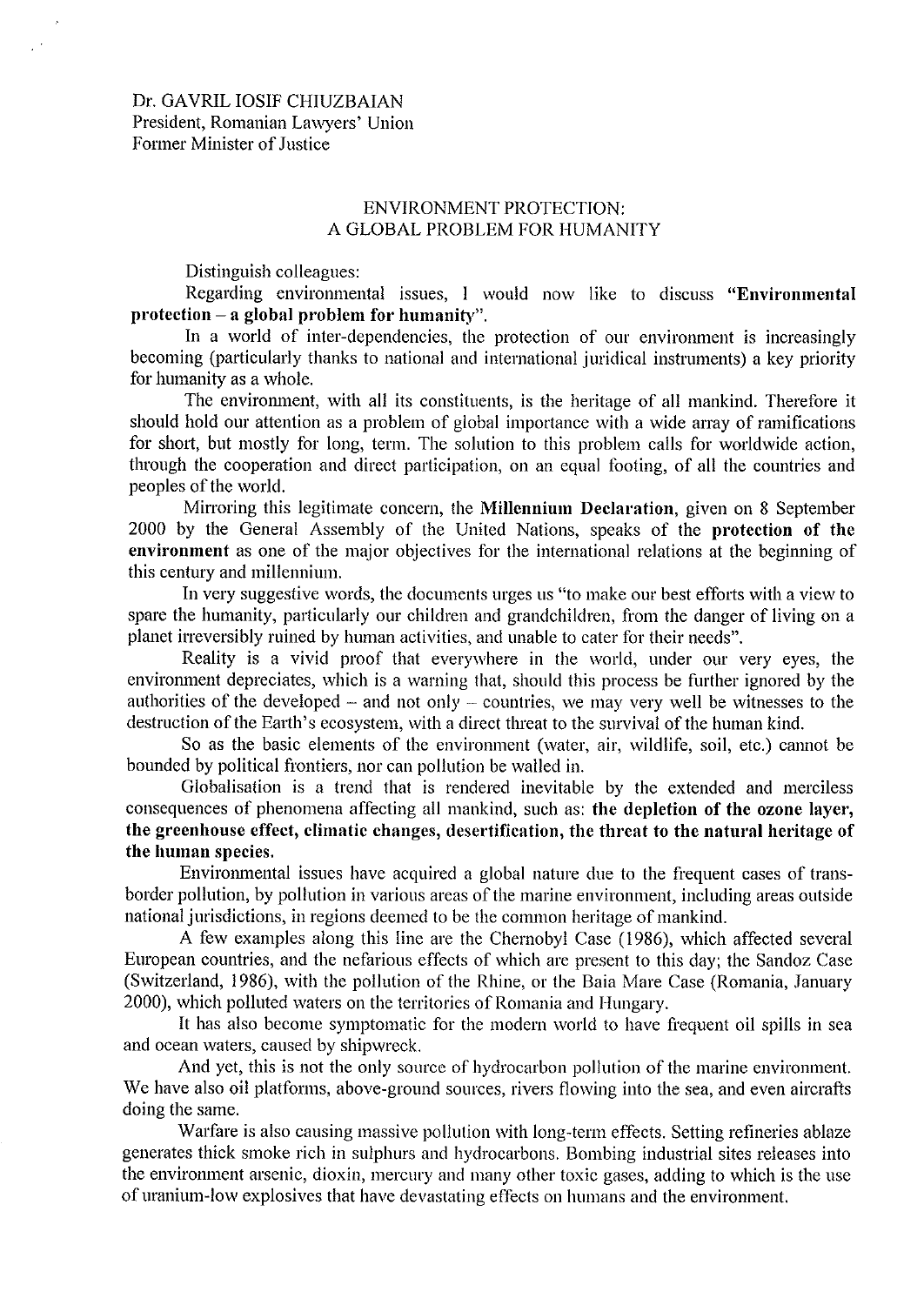Dr. GAVRIL IOSIF CHIUZBAIAN
President, Romanian Lawyers' Union
Former Minister of Justice

## ENVIRONMENT PROTECTION: A GLOBAL PROBLEM FOR HUMANITY

Distinguish colleagues:

Regarding environmental issues, I would now like to discuss **"Environmental protection – a global problem for humanity"**.

In a world of inter-dependencies, the protection of our environment is increasingly becoming (particularly thanks to national and international juridical instruments) a key priority for humanity as a whole.

The environment, with all its constituents, is the heritage of all mankind. Therefore it should hold our attention as a problem of global importance with a wide array of ramifications for short, but mostly for long, term. The solution to this problem calls for worldwide action, through the cooperation and direct participation, on an equal footing, of all the countries and peoples of the world.

Mirroring this legitimate concern, the **Millennium Declaration**, given on 8 September 2000 by the General Assembly of the United Nations, speaks of the **protection of the environment** as one of the major objectives for the international relations at the beginning of this century and millennium.

In very suggestive words, the documents urges us "to make our best efforts with a view to spare the humanity, particularly our children and grandchildren, from the danger of living on a planet irreversibly ruined by human activities, and unable to cater for their needs".

Reality is a vivid proof that everywhere in the world, under our very eyes, the environment depreciates, which is a warning that, should this process be further ignored by the authorities of the developed – and not only – countries, we may very well be witnesses to the destruction of the Earth's ecosystem, with a direct threat to the survival of the human kind.

So as the basic elements of the environment (water, air, wildlife, soil, etc.) cannot be bounded by political frontiers, nor can pollution be walled in.

Globalisation is a trend that is rendered inevitable by the extended and merciless consequences of phenomena affecting all mankind, such as: **the depletion of the ozone layer, the greenhouse effect, climatic changes, desertification, the threat to the natural heritage of the human species.**

Environmental issues have acquired a global nature due to the frequent cases of trans-border pollution, by pollution in various areas of the marine environment, including areas outside national jurisdictions, in regions deemed to be the common heritage of mankind.

A few examples along this line are the Chernobyl Case (1986), which affected several European countries, and the nefarious effects of which are present to this day; the Sandoz Case (Switzerland, 1986), with the pollution of the Rhine, or the Baia Mare Case (Romania, January 2000), which polluted waters on the territories of Romania and Hungary.

It has also become symptomatic for the modern world to have frequent oil spills in sea and ocean waters, caused by shipwreck.

And yet, this is not the only source of hydrocarbon pollution of the marine environment. We have also oil platforms, above-ground sources, rivers flowing into the sea, and even aircrafts doing the same.

Warfare is also causing massive pollution with long-term effects. Setting refineries ablaze generates thick smoke rich in sulphurs and hydrocarbons. Bombing industrial sites releases into the environment arsenic, dioxin, mercury and many other toxic gases, adding to which is the use of uranium-low explosives that have devastating effects on humans and the environment.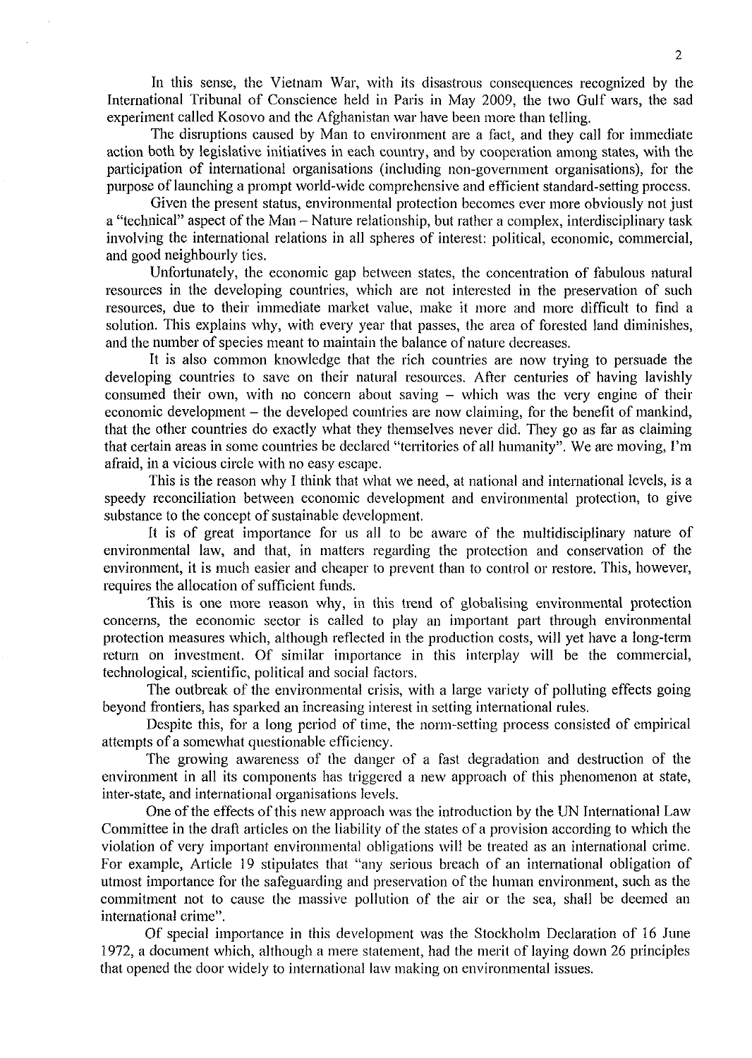In this sense, the Vietnam War, with its disastrous consequences recognized by the International Tribunal of Conscience held in Paris in May 2009, the two Gulf wars, the sad experiment called Kosovo and the Afghanistan war have been more than telling.

The disruptions caused by Man to environment are a fact, and they call for immediate action both by legislative initiatives in each country, and by cooperation among states, with the participation of international organisations (including non-government organisations), for the purpose of launching a prompt world-wide comprehensive and efficient standard-setting process.

Given the present status, environmental protection becomes ever more obviously not just a "technical" aspect of the Man – Nature relationship, but rather a complex, interdisciplinary task involving the international relations in all spheres of interest: political, economic, commercial, and good neighbourly ties.

Unfortunately, the economic gap between states, the concentration of fabulous natural resources in the developing countries, which are not interested in the preservation of such resources, due to their immediate market value, make it more and more difficult to find a solution. This explains why, with every year that passes, the area of forested land diminishes, and the number of species meant to maintain the balance of nature decreases.

It is also common knowledge that the rich countries are now trying to persuade the developing countries to save on their natural resources. After centuries of having lavishly consumed their own, with no concern about saving – which was the very engine of their economic development – the developed countries are now claiming, for the benefit of mankind, that the other countries do exactly what they themselves never did. They go as far as claiming that certain areas in some countries be declared "territories of all humanity". We are moving, I'm afraid, in a vicious circle with no easy escape.

This is the reason why I think that what we need, at national and international levels, is a speedy reconciliation between economic development and environmental protection, to give substance to the concept of sustainable development.

It is of great importance for us all to be aware of the multidisciplinary nature of environmental law, and that, in matters regarding the protection and conservation of the environment, it is much easier and cheaper to prevent than to control or restore. This, however, requires the allocation of sufficient funds.

This is one more reason why, in this trend of globalising environmental protection concerns, the economic sector is called to play an important part through environmental protection measures which, although reflected in the production costs, will yet have a long-term return on investment. Of similar importance in this interplay will be the commercial, technological, scientific, political and social factors.

The outbreak of the environmental crisis, with a large variety of polluting effects going beyond frontiers, has sparked an increasing interest in setting international rules.

Despite this, for a long period of time, the norm-setting process consisted of empirical attempts of a somewhat questionable efficiency.

The growing awareness of the danger of a fast degradation and destruction of the environment in all its components has triggered a new approach of this phenomenon at state, inter-state, and international organisations levels.

One of the effects of this new approach was the introduction by the UN International Law Committee in the draft articles on the liability of the states of a provision according to which the violation of very important environmental obligations will be treated as an international crime. For example, Article 19 stipulates that "any serious breach of an international obligation of utmost importance for the safeguarding and preservation of the human environment, such as the commitment not to cause the massive pollution of the air or the sea, shall be deemed an international crime".

Of special importance in this development was the Stockholm Declaration of 16 June 1972, a document which, although a mere statement, had the merit of laying down 26 principles that opened the door widely to international law making on environmental issues.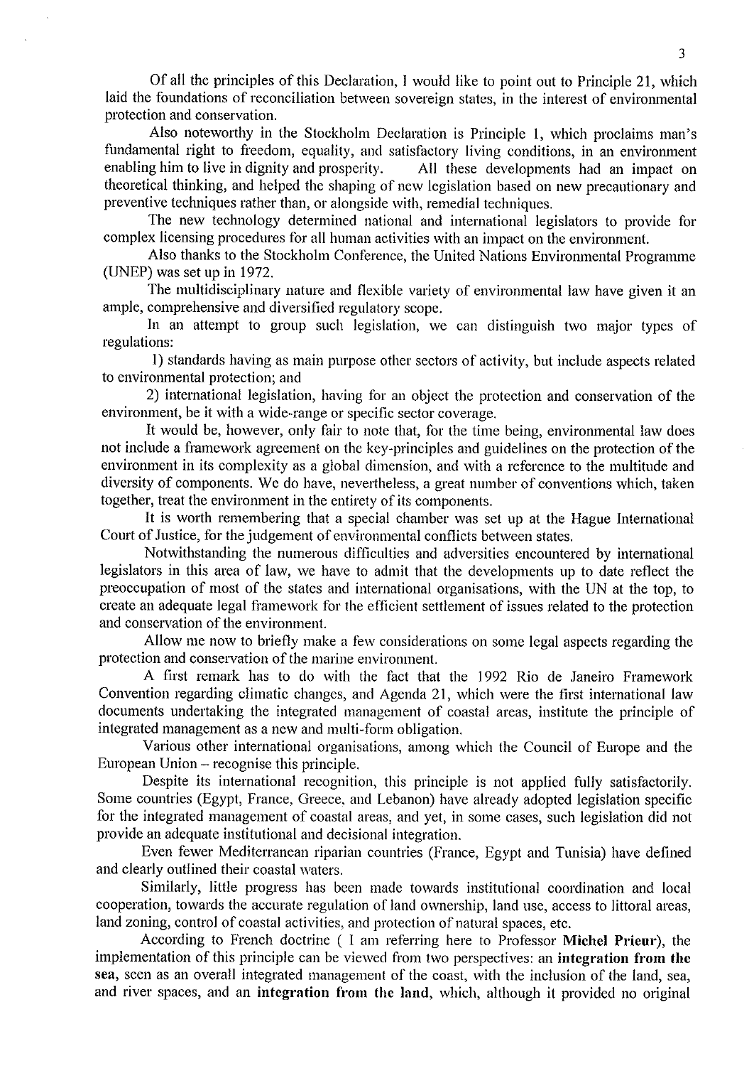Of all the principles of this Declaration, I would like to point out to Principle 21, which laid the foundations of reconciliation between sovereign states, in the interest of environmental protection and conservation.

Also noteworthy in the Stockholm Declaration is Principle 1, which proclaims man's fundamental right to freedom, equality, and satisfactory living conditions, in an environment enabling him to live in dignity and prosperity. All these developments had an impact on theoretical thinking, and helped the shaping of new legislation based on new precautionary and preventive techniques rather than, or alongside with, remedial techniques.

The new technology determined national and international legislators to provide for complex licensing procedures for all human activities with an impact on the environment.

Also thanks to the Stockholm Conference, the United Nations Environmental Programme (UNEP) was set up in 1972.

The multidisciplinary nature and flexible variety of environmental law have given it an ample, comprehensive and diversified regulatory scope.

In an attempt to group such legislation, we can distinguish two major types of regulations:

1) standards having as main purpose other sectors of activity, but include aspects related to environmental protection; and

2) international legislation, having for an object the protection and conservation of the environment, be it with a wide-range or specific sector coverage.

It would be, however, only fair to note that, for the time being, environmental law does not include a framework agreement on the key-principles and guidelines on the protection of the environment in its complexity as a global dimension, and with a reference to the multitude and diversity of components. We do have, nevertheless, a great number of conventions which, taken together, treat the environment in the entirety of its components.

It is worth remembering that a special chamber was set up at the Hague International Court of Justice, for the judgement of environmental conflicts between states.

Notwithstanding the numerous difficulties and adversities encountered by international legislators in this area of law, we have to admit that the developments up to date reflect the preoccupation of most of the states and international organisations, with the UN at the top, to create an adequate legal framework for the efficient settlement of issues related to the protection and conservation of the environment.

Allow me now to briefly make a few considerations on some legal aspects regarding the protection and conservation of the marine environment.

A first remark has to do with the fact that the 1992 Rio de Janeiro Framework Convention regarding climatic changes, and Agenda 21, which were the first international law documents undertaking the integrated management of coastal areas, institute the principle of integrated management as a new and multi-form obligation.

Various other international organisations, among which the Council of Europe and the European Union – recognise this principle.

Despite its international recognition, this principle is not applied fully satisfactorily. Some countries (Egypt, France, Greece, and Lebanon) have already adopted legislation specific for the integrated management of coastal areas, and yet, in some cases, such legislation did not provide an adequate institutional and decisional integration.

Even fewer Mediterranean riparian countries (France, Egypt and Tunisia) have defined and clearly outlined their coastal waters.

Similarly, little progress has been made towards institutional coordination and local cooperation, towards the accurate regulation of land ownership, land use, access to littoral areas, land zoning, control of coastal activities, and protection of natural spaces, etc.

According to French doctrine ( I am referring here to Professor **Michel Prieur**), the implementation of this principle can be viewed from two perspectives: an **integration from the sea**, seen as an overall integrated management of the coast, with the inclusion of the land, sea, and river spaces, and an **integration from the land**, which, although it provided no original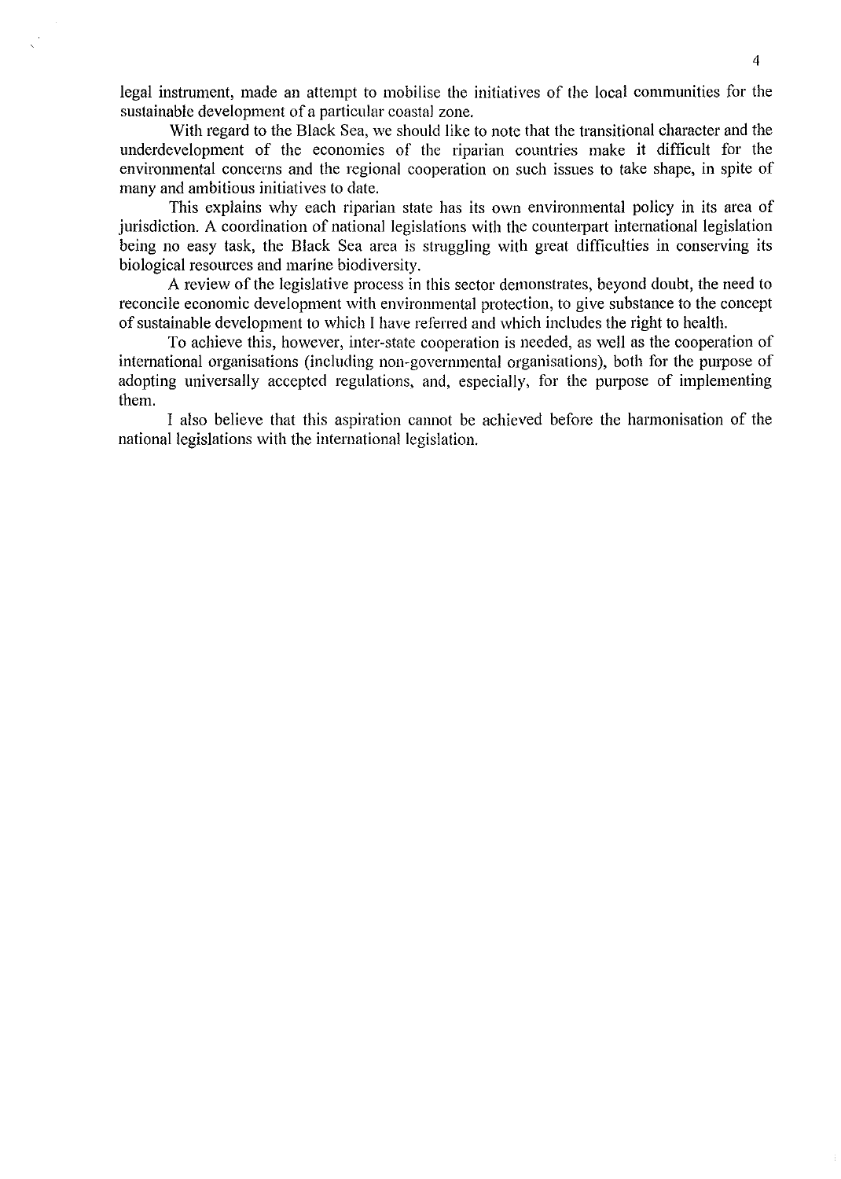legal instrument, made an attempt to mobilise the initiatives of the local communities for the sustainable development of a particular coastal zone.

With regard to the Black Sea, we should like to note that the transitional character and the underdevelopment of the economies of the riparian countries make it difficult for the environmental concerns and the regional cooperation on such issues to take shape, in spite of many and ambitious initiatives to date.

This explains why each riparian state has its own environmental policy in its area of jurisdiction. A coordination of national legislations with the counterpart international legislation being no easy task, the Black Sea area is struggling with great difficulties in conserving its biological resources and marine biodiversity.

A review of the legislative process in this sector demonstrates, beyond doubt, the need to reconcile economic development with environmental protection, to give substance to the concept of sustainable development to which I have referred and which includes the right to health.

To achieve this, however, inter-state cooperation is needed, as well as the cooperation of international organisations (including non-governmental organisations), both for the purpose of adopting universally accepted regulations, and, especially, for the purpose of implementing them.

I also believe that this aspiration cannot be achieved before the harmonisation of the national legislations with the international legislation.